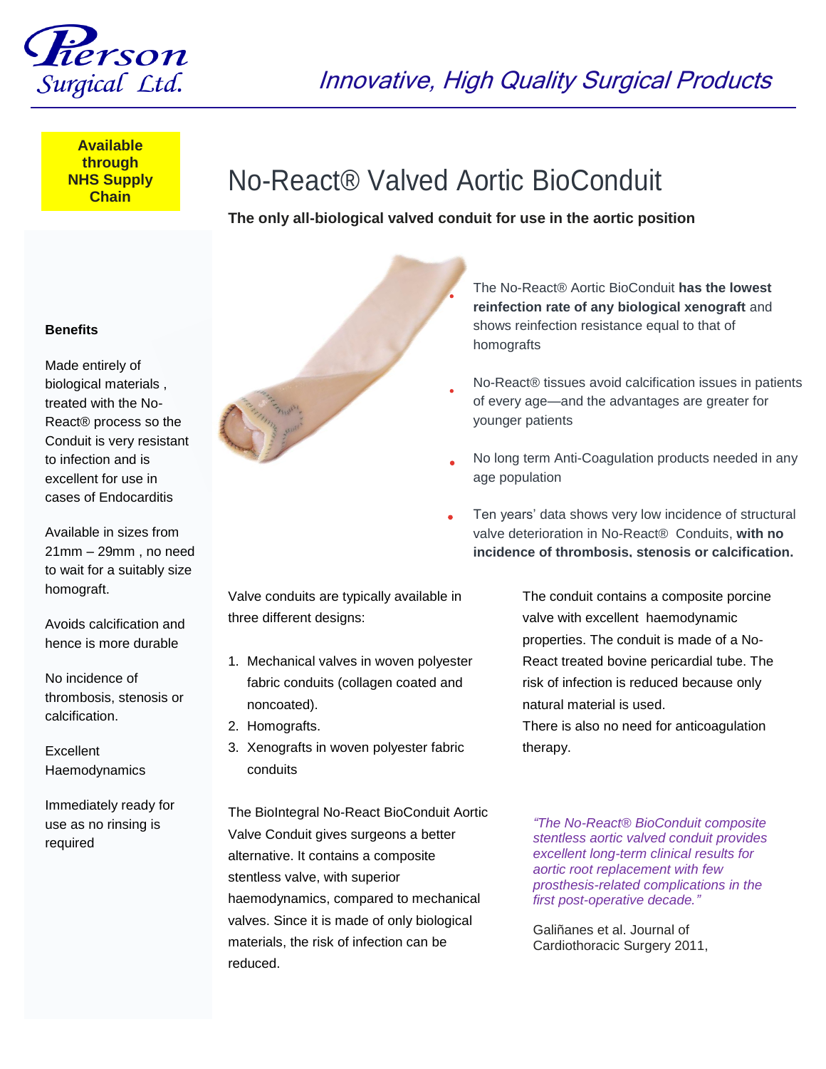Pierson Surgical Ltd.

Innovative, High Quality Surgical Products

**Available through NHS Supply Chain**

# No-React® Valved Aortic BioConduit

**The only all-biological valved conduit for use in the aortic position**

- The No-React® Aortic BioConduit **has the lowest reinfection rate of any biological xenograft** and shows reinfection resistance equal to that of homografts
- No-React® tissues avoid calcification issues in patients of every age—and the advantages are greater for younger patients
- No long term Anti-Coagulation products needed in any age population
- Ten years' data shows very low incidence of structural valve deterioration in No-React® Conduits, **with no incidence of thrombosis, stenosis or calcification.**

Valve conduits are typically available in three different designs:

1. Mechanical valves in woven polyester fabric conduits (collagen coated and noncoated).
2. Homografts.
3. Xenografts in woven polyester fabric conduits

The BioIntegral No-React BioConduit Aortic Valve Conduit gives surgeons a better alternative. It contains a composite stentless valve, with superior haemodynamics, compared to mechanical valves. Since it is made of only biological materials, the risk of infection can be reduced.

The conduit contains a composite porcine valve with excellent haemodynamic properties. The conduit is made of a No-React treated bovine pericardial tube. The risk of infection is reduced because only natural material is used.
There is also no need for anticoagulation therapy.

*"The No-React® BioConduit composite stentless aortic valved conduit provides excellent long-term clinical results for aortic root replacement with few prosthesis-related complications in the first post-operative decade."*

Galiñanes et al. Journal of Cardiothoracic Surgery 2011,

## Benefits

Made entirely of biological materials , treated with the No-React® process so the Conduit is very resistant to infection and is excellent for use in cases of Endocarditis

Available in sizes from 21mm – 29mm , no need to wait for a suitably size homograft.

Avoids calcification and hence is more durable

No incidence of thrombosis, stenosis or calcification.

Excellent Haemodynamics

Immediately ready for use as no rinsing is required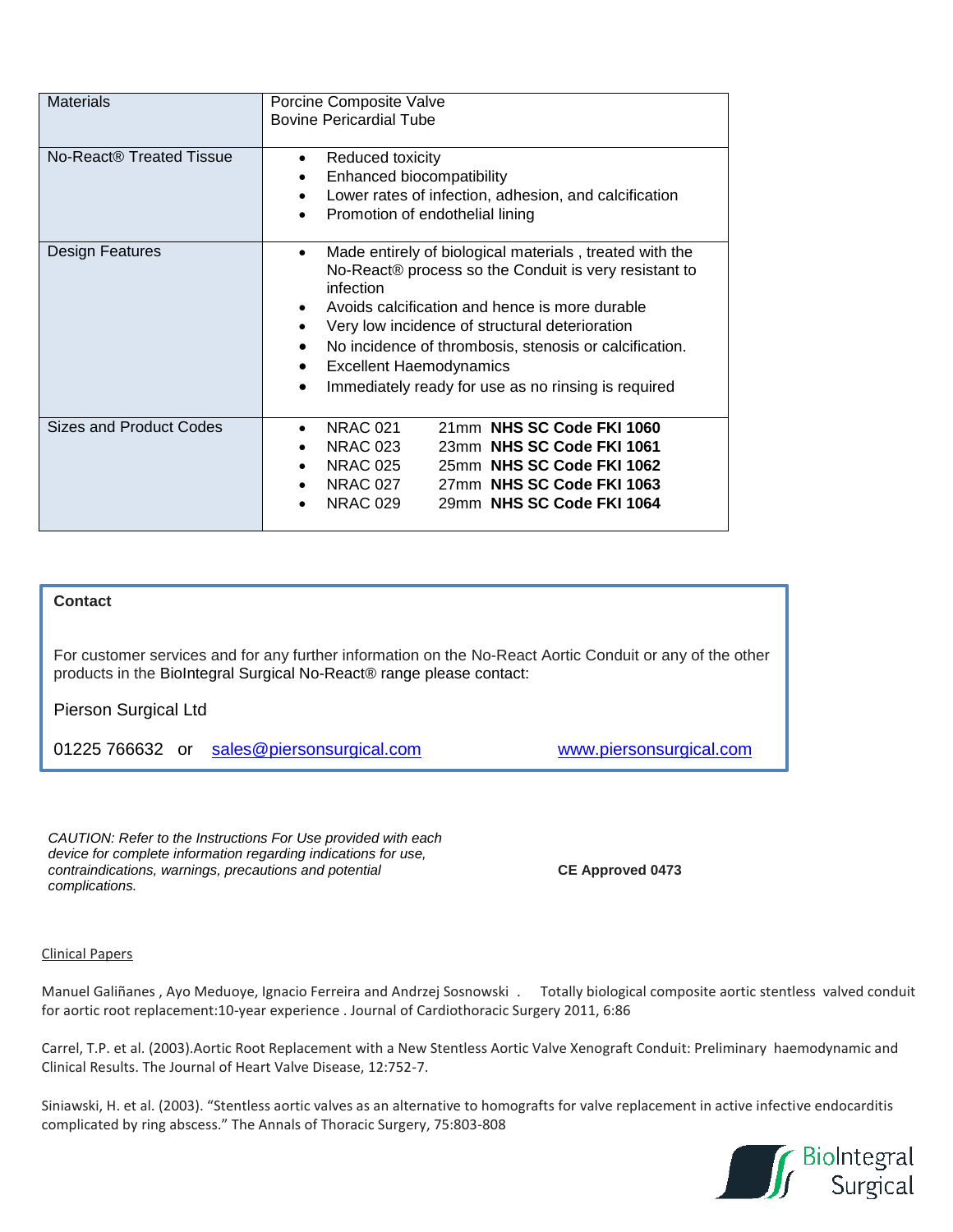| | |
|---|---|
| Materials | Porcine Composite Valve<br>Bovine Pericardial Tube |
| No-React® Treated Tissue | • Reduced toxicity<br>• Enhanced biocompatibility<br>• Lower rates of infection, adhesion, and calcification<br>• Promotion of endothelial lining |
| Design Features | • Made entirely of biological materials , treated with the No-React® process so the Conduit is very resistant to infection<br>• Avoids calcification and hence is more durable<br>• Very low incidence of structural deterioration<br>• No incidence of thrombosis, stenosis or calcification.<br>• Excellent Haemodynamics<br>• Immediately ready for use as no rinsing is required |
| Sizes and Product Codes | • NRAC 021 21mm **NHS SC Code FKI 1060**<br>• NRAC 023 23mm **NHS SC Code FKI 1061**<br>• NRAC 025 25mm **NHS SC Code FKI 1062**<br>• NRAC 027 27mm **NHS SC Code FKI 1063**<br>• NRAC 029 29mm **NHS SC Code FKI 1064** |

**Contact**

For customer services and for any further information on the No-React Aortic Conduit or any of the other products in the BioIntegral Surgical No-React® range please contact:

Pierson Surgical Ltd

01225 766632 or sales@piersonsurgical.com www.piersonsurgical.com

*CAUTION: Refer to the Instructions For Use provided with each device for complete information regarding indications for use, contraindications, warnings, precautions and potential complications.*

**CE Approved 0473**

Clinical Papers

Manuel Galiñanes , Ayo Meduoye, Ignacio Ferreira and Andrzej Sosnowski . Totally biological composite aortic stentless valved conduit for aortic root replacement:10-year experience . Journal of Cardiothoracic Surgery 2011, 6:86

Carrel, T.P. et al. (2003).Aortic Root Replacement with a New Stentless Aortic Valve Xenograft Conduit: Preliminary haemodynamic and Clinical Results. The Journal of Heart Valve Disease, 12:752-7.

Siniawski, H. et al. (2003). "Stentless aortic valves as an alternative to homografts for valve replacement in active infective endocarditis complicated by ring abscess." The Annals of Thoracic Surgery, 75:803-808

BioIntegral Surgical